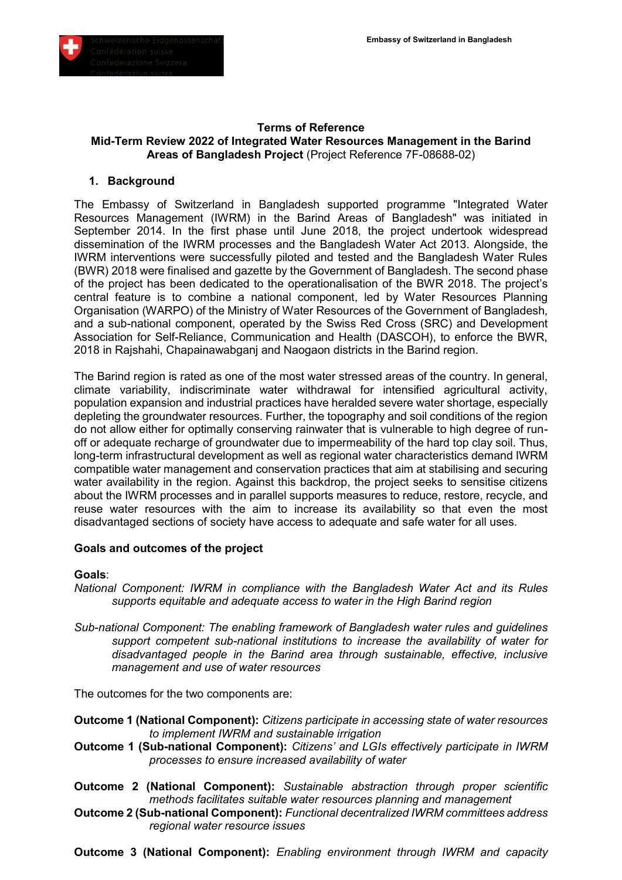Embassy of Switzerland in Bangladesh

**Terms of Reference**
**Mid-Term Review 2022 of Integrated Water Resources Management in the Barind Areas of Bangladesh Project** (Project Reference 7F-08688-02)

## 1. Background

The Embassy of Switzerland in Bangladesh supported programme "Integrated Water Resources Management (IWRM) in the Barind Areas of Bangladesh" was initiated in September 2014. In the first phase until June 2018, the project undertook widespread dissemination of the IWRM processes and the Bangladesh Water Act 2013. Alongside, the IWRM interventions were successfully piloted and tested and the Bangladesh Water Rules (BWR) 2018 were finalised and gazette by the Government of Bangladesh. The second phase of the project has been dedicated to the operationalisation of the BWR 2018. The project's central feature is to combine a national component, led by Water Resources Planning Organisation (WARPO) of the Ministry of Water Resources of the Government of Bangladesh, and a sub-national component, operated by the Swiss Red Cross (SRC) and Development Association for Self-Reliance, Communication and Health (DASCOH), to enforce the BWR, 2018 in Rajshahi, Chapainawabganj and Naogaon districts in the Barind region.

The Barind region is rated as one of the most water stressed areas of the country. In general, climate variability, indiscriminate water withdrawal for intensified agricultural activity, population expansion and industrial practices have heralded severe water shortage, especially depleting the groundwater resources. Further, the topography and soil conditions of the region do not allow either for optimally conserving rainwater that is vulnerable to high degree of run-off or adequate recharge of groundwater due to impermeability of the hard top clay soil. Thus, long-term infrastructural development as well as regional water characteristics demand IWRM compatible water management and conservation practices that aim at stabilising and securing water availability in the region. Against this backdrop, the project seeks to sensitise citizens about the IWRM processes and in parallel supports measures to reduce, restore, recycle, and reuse water resources with the aim to increase its availability so that even the most disadvantaged sections of society have access to adequate and safe water for all uses.

### Goals and outcomes of the project

**Goals**:

*National Component: IWRM in compliance with the Bangladesh Water Act and its Rules supports equitable and adequate access to water in the High Barind region*

*Sub-national Component: The enabling framework of Bangladesh water rules and guidelines support competent sub-national institutions to increase the availability of water for disadvantaged people in the Barind area through sustainable, effective, inclusive management and use of water resources*

The outcomes for the two components are:

**Outcome 1 (National Component):** *Citizens participate in accessing state of water resources to implement IWRM and sustainable irrigation*

**Outcome 1 (Sub-national Component):** *Citizens' and LGIs effectively participate in IWRM processes to ensure increased availability of water*

**Outcome 2 (National Component):** *Sustainable abstraction through proper scientific methods facilitates suitable water resources planning and management*

**Outcome 2 (Sub-national Component):** *Functional decentralized IWRM committees address regional water resource issues*

**Outcome 3 (National Component):** *Enabling environment through IWRM and capacity*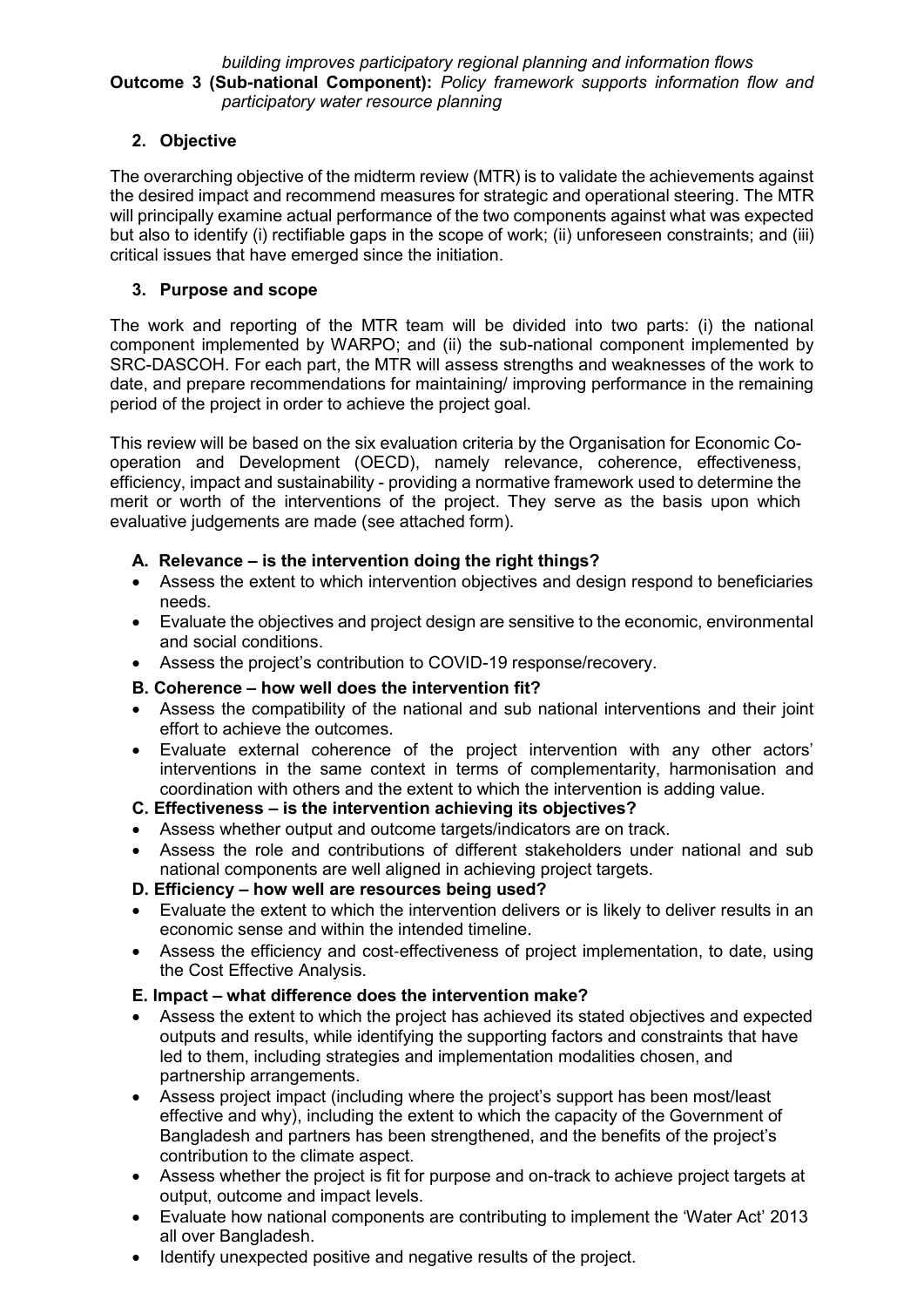*building improves participatory regional planning and information flows*

**Outcome 3 (Sub-national Component):** *Policy framework supports information flow and participatory water resource planning*

## 2. Objective

The overarching objective of the midterm review (MTR) is to validate the achievements against the desired impact and recommend measures for strategic and operational steering. The MTR will principally examine actual performance of the two components against what was expected but also to identify (i) rectifiable gaps in the scope of work; (ii) unforeseen constraints; and (iii) critical issues that have emerged since the initiation.

## 3. Purpose and scope

The work and reporting of the MTR team will be divided into two parts: (i) the national component implemented by WARPO; and (ii) the sub-national component implemented by SRC-DASCOH. For each part, the MTR will assess strengths and weaknesses of the work to date, and prepare recommendations for maintaining/ improving performance in the remaining period of the project in order to achieve the project goal.

This review will be based on the six evaluation criteria by the Organisation for Economic Co-operation and Development (OECD), namely relevance, coherence, effectiveness, efficiency, impact and sustainability - providing a normative framework used to determine the merit or worth of the interventions of the project. They serve as the basis upon which evaluative judgements are made (see attached form).

### A. Relevance – is the intervention doing the right things?

- Assess the extent to which intervention objectives and design respond to beneficiaries needs.
- Evaluate the objectives and project design are sensitive to the economic, environmental and social conditions.
- Assess the project's contribution to COVID-19 response/recovery.

### B. Coherence – how well does the intervention fit?

- Assess the compatibility of the national and sub national interventions and their joint effort to achieve the outcomes.
- Evaluate external coherence of the project intervention with any other actors' interventions in the same context in terms of complementarity, harmonisation and coordination with others and the extent to which the intervention is adding value.

### C. Effectiveness – is the intervention achieving its objectives?

- Assess whether output and outcome targets/indicators are on track.
- Assess the role and contributions of different stakeholders under national and sub national components are well aligned in achieving project targets.

### D. Efficiency – how well are resources being used?

- Evaluate the extent to which the intervention delivers or is likely to deliver results in an economic sense and within the intended timeline.
- Assess the efficiency and cost-effectiveness of project implementation, to date, using the Cost Effective Analysis.

### E. Impact – what difference does the intervention make?

- Assess the extent to which the project has achieved its stated objectives and expected outputs and results, while identifying the supporting factors and constraints that have led to them, including strategies and implementation modalities chosen, and partnership arrangements.
- Assess project impact (including where the project's support has been most/least effective and why), including the extent to which the capacity of the Government of Bangladesh and partners has been strengthened, and the benefits of the project's contribution to the climate aspect.
- Assess whether the project is fit for purpose and on-track to achieve project targets at output, outcome and impact levels.
- Evaluate how national components are contributing to implement the 'Water Act' 2013 all over Bangladesh.
- Identify unexpected positive and negative results of the project.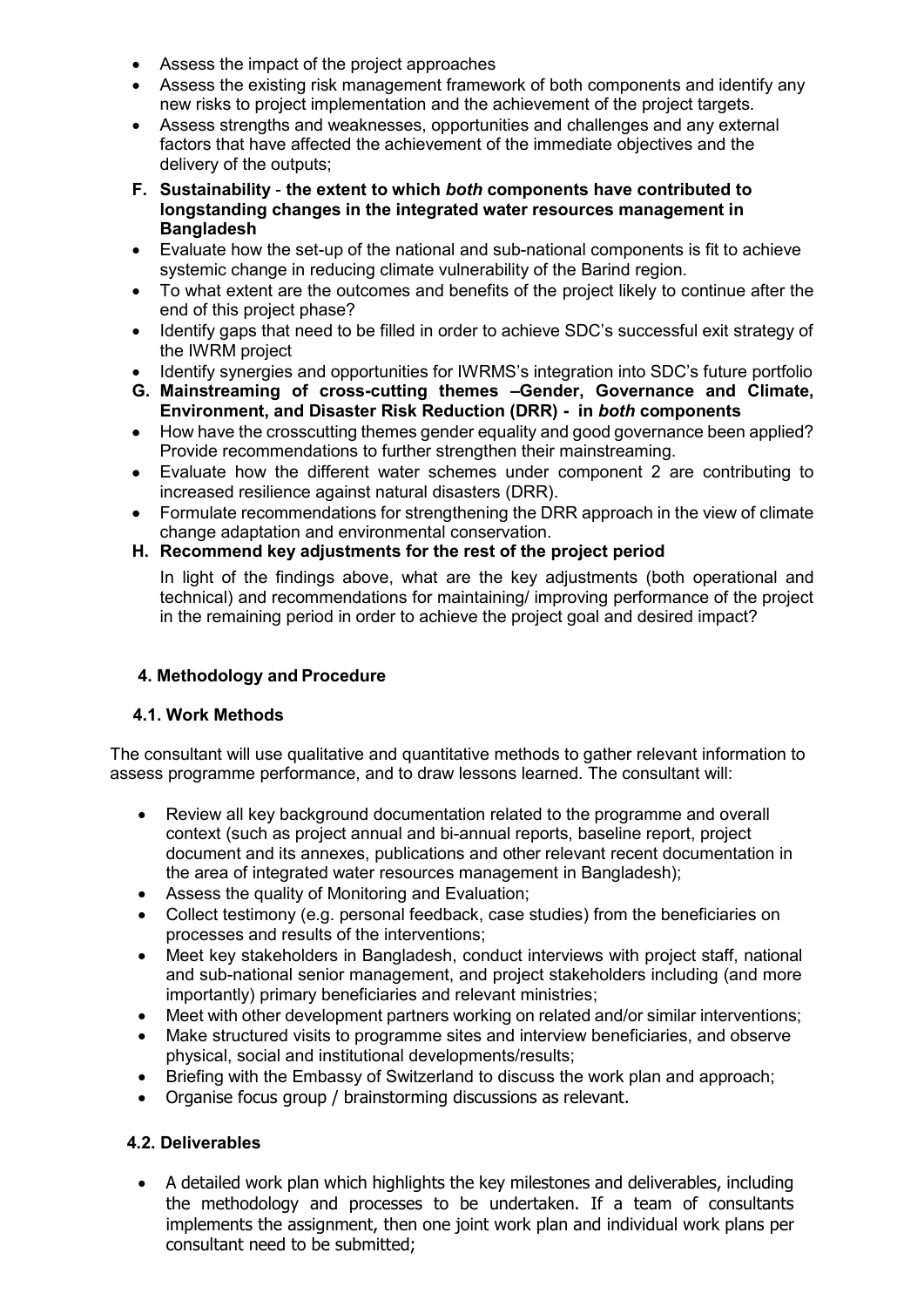- Assess the impact of the project approaches
- Assess the existing risk management framework of both components and identify any new risks to project implementation and the achievement of the project targets.
- Assess strengths and weaknesses, opportunities and challenges and any external factors that have affected the achievement of the immediate objectives and the delivery of the outputs;

**F. Sustainability - the extent to which *both* components have contributed to longstanding changes in the integrated water resources management in Bangladesh**

- Evaluate how the set-up of the national and sub-national components is fit to achieve systemic change in reducing climate vulnerability of the Barind region.
- To what extent are the outcomes and benefits of the project likely to continue after the end of this project phase?
- Identify gaps that need to be filled in order to achieve SDC's successful exit strategy of the IWRM project
- Identify synergies and opportunities for IWRMS's integration into SDC's future portfolio

**G. Mainstreaming of cross-cutting themes –Gender, Governance and Climate, Environment, and Disaster Risk Reduction (DRR) - in *both* components**

- How have the crosscutting themes gender equality and good governance been applied? Provide recommendations to further strengthen their mainstreaming.
- Evaluate how the different water schemes under component 2 are contributing to increased resilience against natural disasters (DRR).
- Formulate recommendations for strengthening the DRR approach in the view of climate change adaptation and environmental conservation.

**H. Recommend key adjustments for the rest of the project period**

In light of the findings above, what are the key adjustments (both operational and technical) and recommendations for maintaining/ improving performance of the project in the remaining period in order to achieve the project goal and desired impact?

## 4. Methodology and Procedure

### 4.1. Work Methods

The consultant will use qualitative and quantitative methods to gather relevant information to assess programme performance, and to draw lessons learned. The consultant will:

- Review all key background documentation related to the programme and overall context (such as project annual and bi-annual reports, baseline report, project document and its annexes, publications and other relevant recent documentation in the area of integrated water resources management in Bangladesh);
- Assess the quality of Monitoring and Evaluation;
- Collect testimony (e.g. personal feedback, case studies) from the beneficiaries on processes and results of the interventions;
- Meet key stakeholders in Bangladesh, conduct interviews with project staff, national and sub-national senior management, and project stakeholders including (and more importantly) primary beneficiaries and relevant ministries;
- Meet with other development partners working on related and/or similar interventions;
- Make structured visits to programme sites and interview beneficiaries, and observe physical, social and institutional developments/results;
- Briefing with the Embassy of Switzerland to discuss the work plan and approach;
- Organise focus group / brainstorming discussions as relevant.

### 4.2. Deliverables

- A detailed work plan which highlights the key milestones and deliverables, including the methodology and processes to be undertaken. If a team of consultants implements the assignment, then one joint work plan and individual work plans per consultant need to be submitted;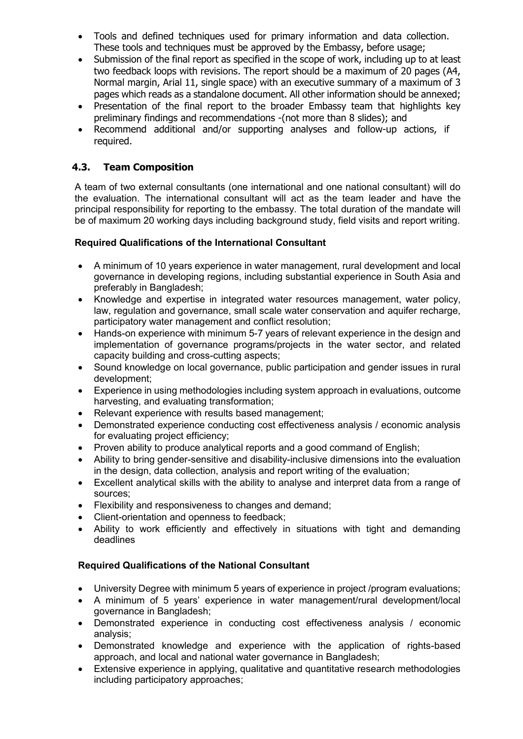- Tools and defined techniques used for primary information and data collection. These tools and techniques must be approved by the Embassy, before usage;
- Submission of the final report as specified in the scope of work, including up to at least two feedback loops with revisions. The report should be a maximum of 20 pages (A4, Normal margin, Arial 11, single space) with an executive summary of a maximum of 3 pages which reads as a standalone document. All other information should be annexed;
- Presentation of the final report to the broader Embassy team that highlights key preliminary findings and recommendations -(not more than 8 slides); and
- Recommend additional and/or supporting analyses and follow-up actions, if required.

### 4.3. Team Composition

A team of two external consultants (one international and one national consultant) will do the evaluation. The international consultant will act as the team leader and have the principal responsibility for reporting to the embassy. The total duration of the mandate will be of maximum 20 working days including background study, field visits and report writing.

**Required Qualifications of the International Consultant**

- A minimum of 10 years experience in water management, rural development and local governance in developing regions, including substantial experience in South Asia and preferably in Bangladesh;
- Knowledge and expertise in integrated water resources management, water policy, law, regulation and governance, small scale water conservation and aquifer recharge, participatory water management and conflict resolution;
- Hands-on experience with minimum 5-7 years of relevant experience in the design and implementation of governance programs/projects in the water sector, and related capacity building and cross-cutting aspects;
- Sound knowledge on local governance, public participation and gender issues in rural development;
- Experience in using methodologies including system approach in evaluations, outcome harvesting, and evaluating transformation;
- Relevant experience with results based management;
- Demonstrated experience conducting cost effectiveness analysis / economic analysis for evaluating project efficiency;
- Proven ability to produce analytical reports and a good command of English;
- Ability to bring gender-sensitive and disability-inclusive dimensions into the evaluation in the design, data collection, analysis and report writing of the evaluation;
- Excellent analytical skills with the ability to analyse and interpret data from a range of sources;
- Flexibility and responsiveness to changes and demand;
- Client-orientation and openness to feedback;
- Ability to work efficiently and effectively in situations with tight and demanding deadlines

**Required Qualifications of the National Consultant**

- University Degree with minimum 5 years of experience in project /program evaluations;
- A minimum of 5 years' experience in water management/rural development/local governance in Bangladesh;
- Demonstrated experience in conducting cost effectiveness analysis / economic analysis;
- Demonstrated knowledge and experience with the application of rights-based approach, and local and national water governance in Bangladesh;
- Extensive experience in applying, qualitative and quantitative research methodologies including participatory approaches;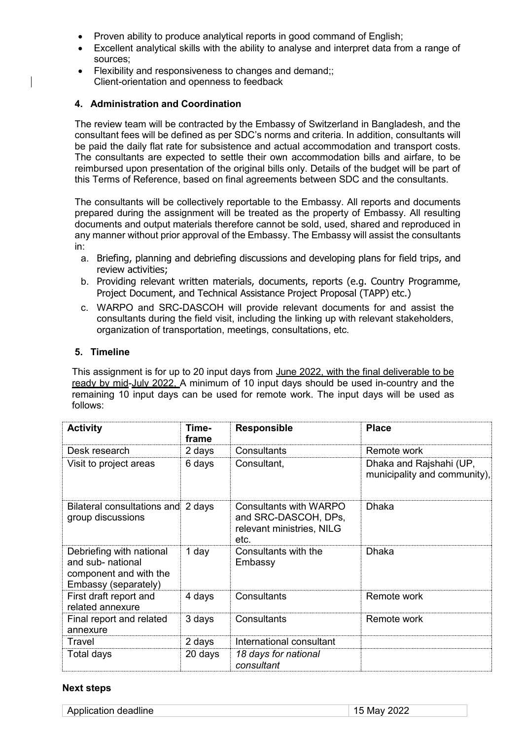- Proven ability to produce analytical reports in good command of English;
- Excellent analytical skills with the ability to analyse and interpret data from a range of sources;
- Flexibility and responsiveness to changes and demand;;
  Client-orientation and openness to feedback

### 4. Administration and Coordination

The review team will be contracted by the Embassy of Switzerland in Bangladesh, and the consultant fees will be defined as per SDC's norms and criteria. In addition, consultants will be paid the daily flat rate for subsistence and actual accommodation and transport costs. The consultants are expected to settle their own accommodation bills and airfare, to be reimbursed upon presentation of the original bills only. Details of the budget will be part of this Terms of Reference, based on final agreements between SDC and the consultants.

The consultants will be collectively reportable to the Embassy. All reports and documents prepared during the assignment will be treated as the property of Embassy. All resulting documents and output materials therefore cannot be sold, used, shared and reproduced in any manner without prior approval of the Embassy. The Embassy will assist the consultants in:

a. Briefing, planning and debriefing discussions and developing plans for field trips, and review activities;
b. Providing relevant written materials, documents, reports (e.g. Country Programme, Project Document, and Technical Assistance Project Proposal (TAPP) etc.)
c. WARPO and SRC-DASCOH will provide relevant documents for and assist the consultants during the field visit, including the linking up with relevant stakeholders, organization of transportation, meetings, consultations, etc.

### 5. Timeline

This assignment is for up to 20 input days from June 2022, with the final deliverable to be ready by mid-July 2022. A minimum of 10 input days should be used in-country and the remaining 10 input days can be used for remote work. The input days will be used as follows:

| Activity | Time-frame | Responsible | Place |
|---|---|---|---|
| Desk research | 2 days | Consultants | Remote work |
| Visit to project areas | 6 days | Consultant, | Dhaka and Rajshahi (UP, municipality and community), |
| Bilateral consultations and group discussions | 2 days | Consultants with WARPO and SRC-DASCOH, DPs, relevant ministries, NILG etc. | Dhaka |
| Debriefing with national and sub- national component and with the Embassy (separately) | 1 day | Consultants with the Embassy | Dhaka |
| First draft report and related annexure | 4 days | Consultants | Remote work |
| Final report and related annexure | 3 days | Consultants | Remote work |
| Travel | 2 days | International consultant | |
| Total days | 20 days | *18 days for national consultant* | |

**Next steps**

| Application deadline | 15 May 2022 |
|---|---|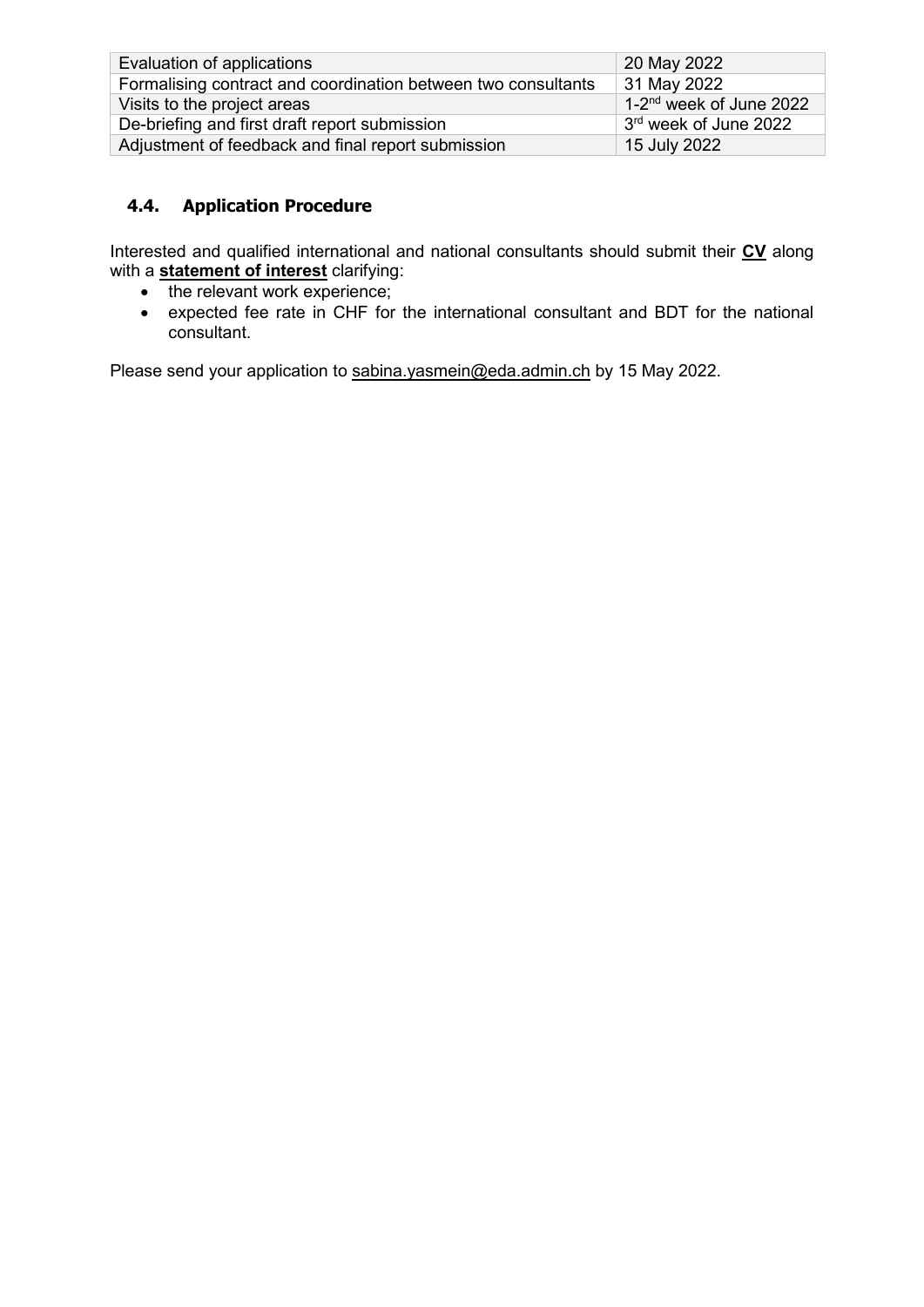| | |
|---|---|
| Evaluation of applications | 20 May 2022 |
| Formalising contract and coordination between two consultants | 31 May 2022 |
| Visits to the project areas | 1-2nd week of June 2022 |
| De-briefing and first draft report submission | 3rd week of June 2022 |
| Adjustment of feedback and final report submission | 15 July 2022 |

### 4.4. Application Procedure

Interested and qualified international and national consultants should submit their **CV** along with a **statement of interest** clarifying:

- the relevant work experience;
- expected fee rate in CHF for the international consultant and BDT for the national consultant.

Please send your application to sabina.yasmein@eda.admin.ch by 15 May 2022.